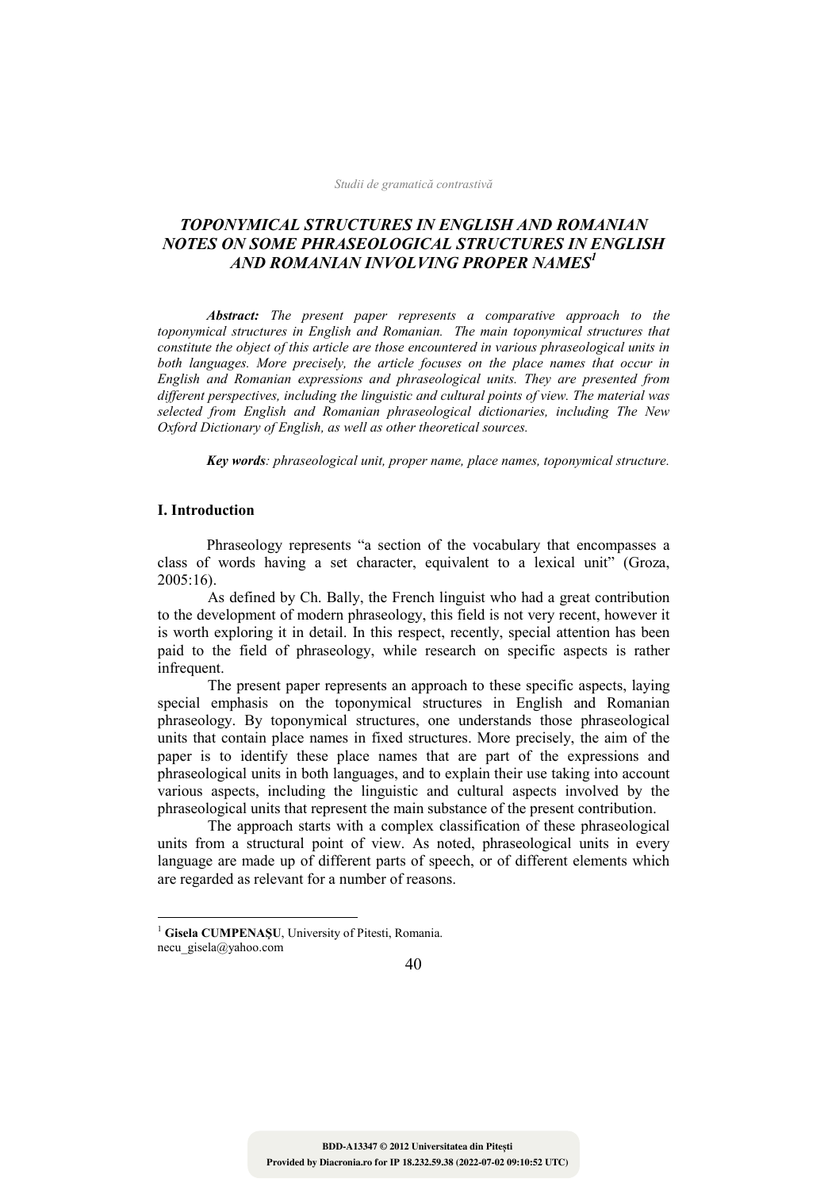# *TOPONYMICAL STRUCTURES IN ENGLISH AND ROMANIAN NOTES ON SOME PHRASEOLOGICAL STRUCTURES IN ENGLISH AND ROMANIAN INVOLVING PROPER NAMES*[1]

***Abstract:*** *The present paper represents a comparative approach to the toponymical structures in English and Romanian. The main toponymical structures that constitute the object of this article are those encountered in various phraseological units in both languages. More precisely, the article focuses on the place names that occur in English and Romanian expressions and phraseological units. They are presented from different perspectives, including the linguistic and cultural points of view. The material was selected from English and Romanian phraseological dictionaries, including The New Oxford Dictionary of English, as well as other theoretical sources.*

***Key words****: phraseological unit, proper name, place names, toponymical structure.*

## I. Introduction

Phraseology represents "a section of the vocabulary that encompasses a class of words having a set character, equivalent to a lexical unit" (Groza, 2005:16).

As defined by Ch. Bally, the French linguist who had a great contribution to the development of modern phraseology, this field is not very recent, however it is worth exploring it in detail. In this respect, recently, special attention has been paid to the field of phraseology, while research on specific aspects is rather infrequent.

The present paper represents an approach to these specific aspects, laying special emphasis on the toponymical structures in English and Romanian phraseology. By toponymical structures, one understands those phraseological units that contain place names in fixed structures. More precisely, the aim of the paper is to identify these place names that are part of the expressions and phraseological units in both languages, and to explain their use taking into account various aspects, including the linguistic and cultural aspects involved by the phraseological units that represent the main substance of the present contribution.

The approach starts with a complex classification of these phraseological units from a structural point of view. As noted, phraseological units in every language are made up of different parts of speech, or of different elements which are regarded as relevant for a number of reasons.

---

[1] **Gisela CUMPENAȘU**, University of Pitesti, Romania. necu_gisela@yahoo.com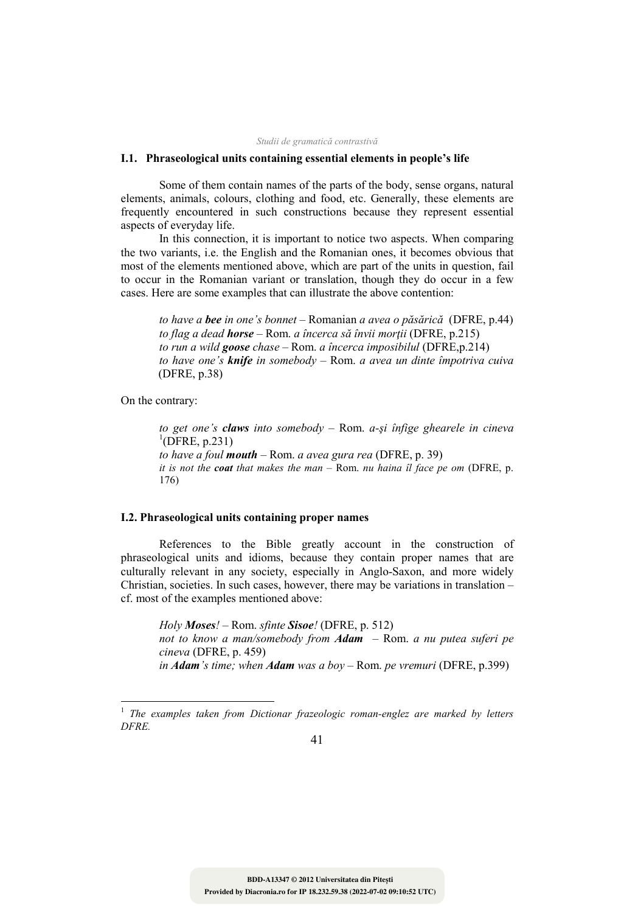### I.1. Phraseological units containing essential elements in people's life

Some of them contain names of the parts of the body, sense organs, natural elements, animals, colours, clothing and food, etc. Generally, these elements are frequently encountered in such constructions because they represent essential aspects of everyday life.

In this connection, it is important to notice two aspects. When comparing the two variants, i.e. the English and the Romanian ones, it becomes obvious that most of the elements mentioned above, which are part of the units in question, fail to occur in the Romanian variant or translation, though they do occur in a few cases. Here are some examples that can illustrate the above contention:

> *to have a **bee** in one's bonnet* – Romanian *a avea o păsărică* (DFRE, p.44)
> *to flag a dead **horse*** – Rom. *a încerca să învii morții* (DFRE, p.215)
> *to run a wild **goose** chase* – Rom. *a încerca imposibilul* (DFRE,p.214)
> *to have one's **knife** in somebody* – Rom. *a avea un dinte împotriva cuiva* (DFRE, p.38)

On the contrary:

> *to get one's **claws** into somebody* – Rom. *a-şi înfige ghearele in cineva* [1](DFRE, p.231)
> *to have a foul **mouth*** – Rom. *a avea gura rea* (DFRE, p. 39)
> *it is not the **coat** that makes the man* – Rom. *nu haina îl face pe om* (DFRE, p. 176)

### I.2. Phraseological units containing proper names

References to the Bible greatly account in the construction of phraseological units and idioms, because they contain proper names that are culturally relevant in any society, especially in Anglo-Saxon, and more widely Christian, societies. In such cases, however, there may be variations in translation – cf. most of the examples mentioned above:

> *Holy **Moses**!* – Rom. *sfinte **Sisoe**!* (DFRE, p. 512)
> *not to know a man/somebody from **Adam*** – Rom. *a nu putea suferi pe cineva* (DFRE, p. 459)
> *in **Adam**'s time; when **Adam** was a boy* – Rom. *pe vremuri* (DFRE, p.399)

---

[1] *The examples taken from Dictionar frazeologic roman-englez are marked by letters DFRE.*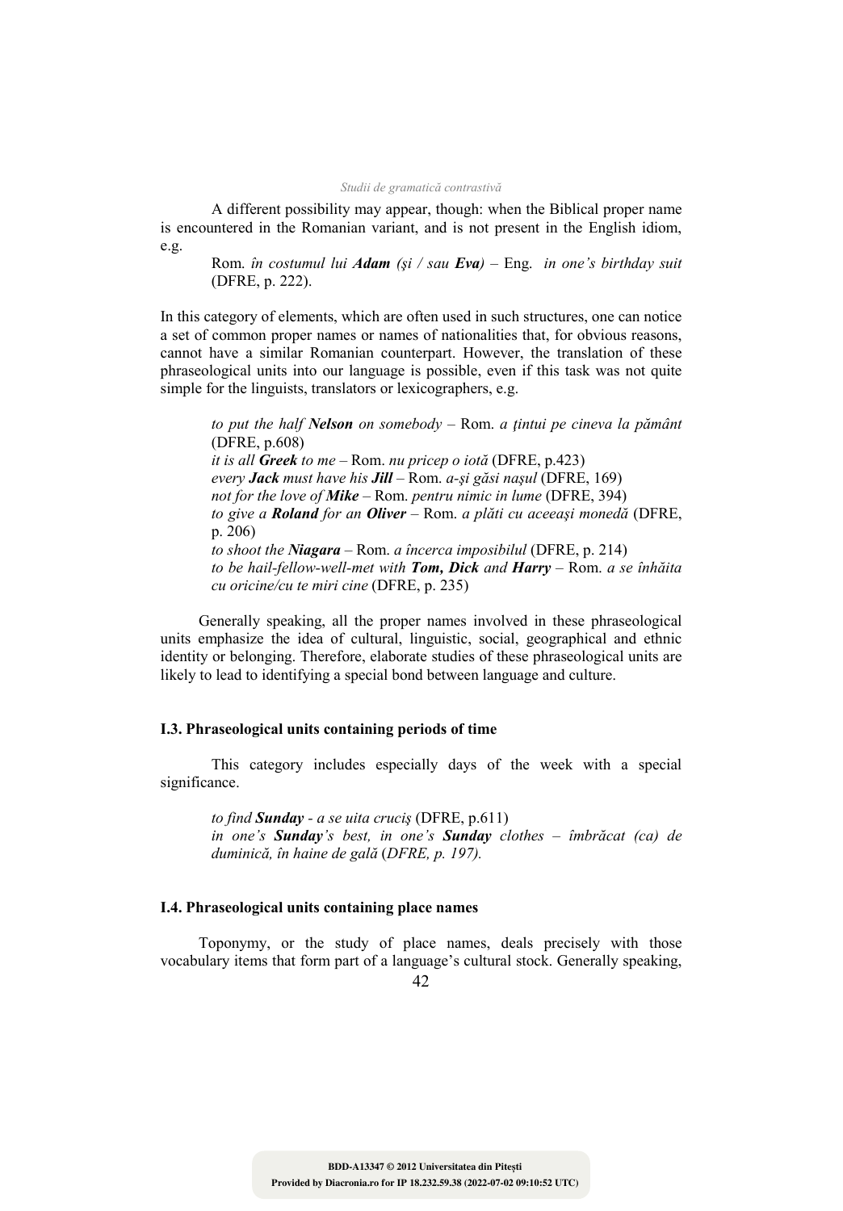A different possibility may appear, though: when the Biblical proper name is encountered in the Romanian variant, and is not present in the English idiom, e.g.

> Rom. *în costumul lui **Adam** (şi / sau **Eva**)* – Eng. *in one's birthday suit* (DFRE, p. 222).

In this category of elements, which are often used in such structures, one can notice a set of common proper names or names of nationalities that, for obvious reasons, cannot have a similar Romanian counterpart. However, the translation of these phraseological units into our language is possible, even if this task was not quite simple for the linguists, translators or lexicographers, e.g.

> *to put the half **Nelson** on somebody* – Rom. *a ţintui pe cineva la pământ* (DFRE, p.608)
> *it is all **Greek** to me* – Rom. *nu pricep o iotă* (DFRE, p.423)
> *every **Jack** must have his **Jill*** – Rom. *a-şi găsi naşul* (DFRE, 169)
> *not for the love of **Mike*** – Rom. *pentru nimic in lume* (DFRE, 394)
> *to give a **Roland** for an **Oliver*** – Rom. *a plăti cu aceeaşi monedă* (DFRE, p. 206)
> *to shoot the **Niagara*** – Rom. *a încerca imposibilul* (DFRE, p. 214)
> *to be hail-fellow-well-met with **Tom, Dick** and **Harry*** – Rom. *a se înhăita cu oricine/cu te miri cine* (DFRE, p. 235)

Generally speaking, all the proper names involved in these phraseological units emphasize the idea of cultural, linguistic, social, geographical and ethnic identity or belonging. Therefore, elaborate studies of these phraseological units are likely to lead to identifying a special bond between language and culture.

### I.3. Phraseological units containing periods of time

This category includes especially days of the week with a special significance.

> *to find **Sunday** - a se uita cruciş* (DFRE, p.611)
> *in one's **Sunday**'s best, in one's **Sunday** clothes – îmbrăcat (ca) de duminică, în haine de gală* (*DFRE, p. 197).*

### I.4. Phraseological units containing place names

Toponymy, or the study of place names, deals precisely with those vocabulary items that form part of a language's cultural stock. Generally speaking,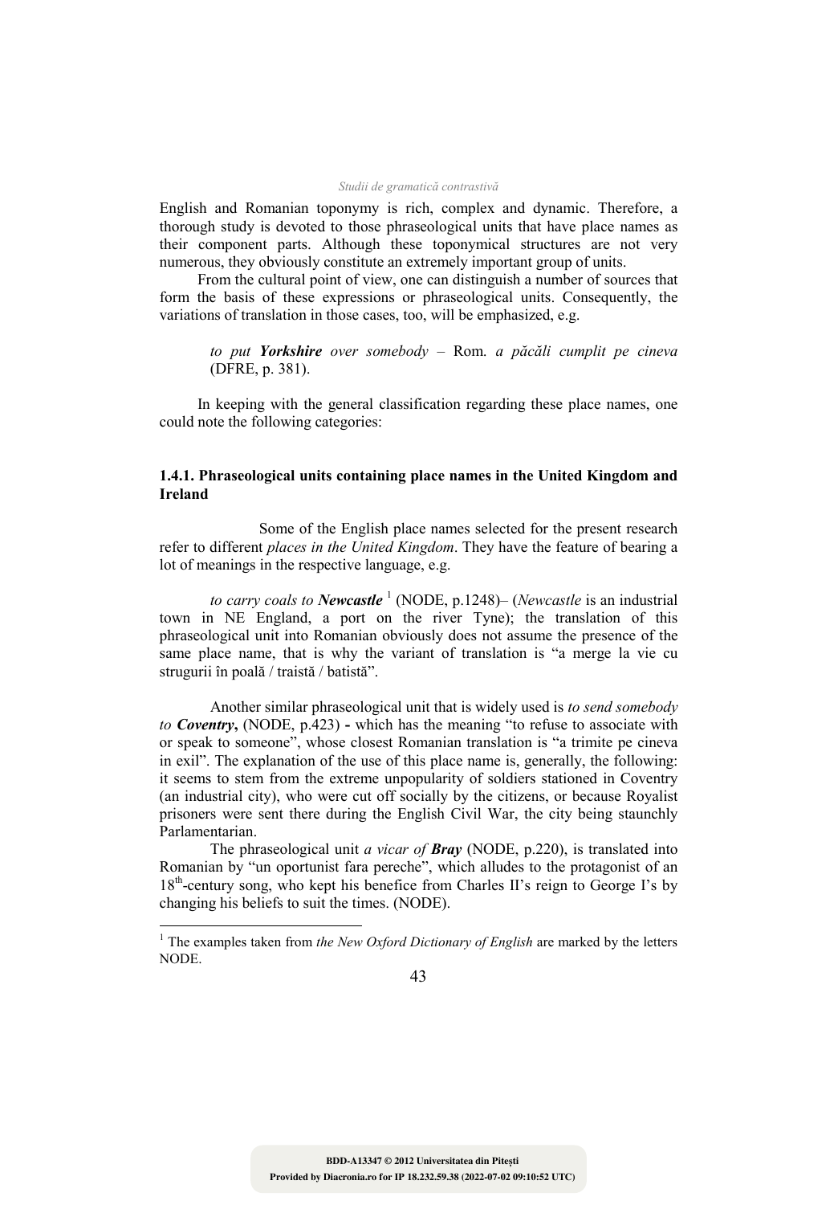English and Romanian toponymy is rich, complex and dynamic. Therefore, a thorough study is devoted to those phraseological units that have place names as their component parts. Although these toponymical structures are not very numerous, they obviously constitute an extremely important group of units.

From the cultural point of view, one can distinguish a number of sources that form the basis of these expressions or phraseological units. Consequently, the variations of translation in those cases, too, will be emphasized, e.g.

> *to put **Yorkshire** over somebody* – Rom. *a păcăli cumplit pe cineva* (DFRE, p. 381).

In keeping with the general classification regarding these place names, one could note the following categories:

### 1.4.1. Phraseological units containing place names in the United Kingdom and Ireland

Some of the English place names selected for the present research refer to different *places in the United Kingdom*. They have the feature of bearing a lot of meanings in the respective language, e.g.

*to carry coals to **Newcastle*** [1] (NODE, p.1248)– (*Newcastle* is an industrial town in NE England, a port on the river Tyne); the translation of this phraseological unit into Romanian obviously does not assume the presence of the same place name, that is why the variant of translation is "a merge la vie cu strugurii în poală / traistă / batistă".

Another similar phraseological unit that is widely used is *to send somebody to **Coventry***, (NODE, p.423) **-** which has the meaning "to refuse to associate with or speak to someone", whose closest Romanian translation is "a trimite pe cineva in exil". The explanation of the use of this place name is, generally, the following: it seems to stem from the extreme unpopularity of soldiers stationed in Coventry (an industrial city), who were cut off socially by the citizens, or because Royalist prisoners were sent there during the English Civil War, the city being staunchly Parlamentarian.

The phraseological unit *a vicar of **Bray*** (NODE, p.220), is translated into Romanian by "un oportunist fara pereche", which alludes to the protagonist of an 18th-century song, who kept his benefice from Charles II's reign to George I's by changing his beliefs to suit the times. (NODE).

---

[1] The examples taken from *the New Oxford Dictionary of English* are marked by the letters NODE.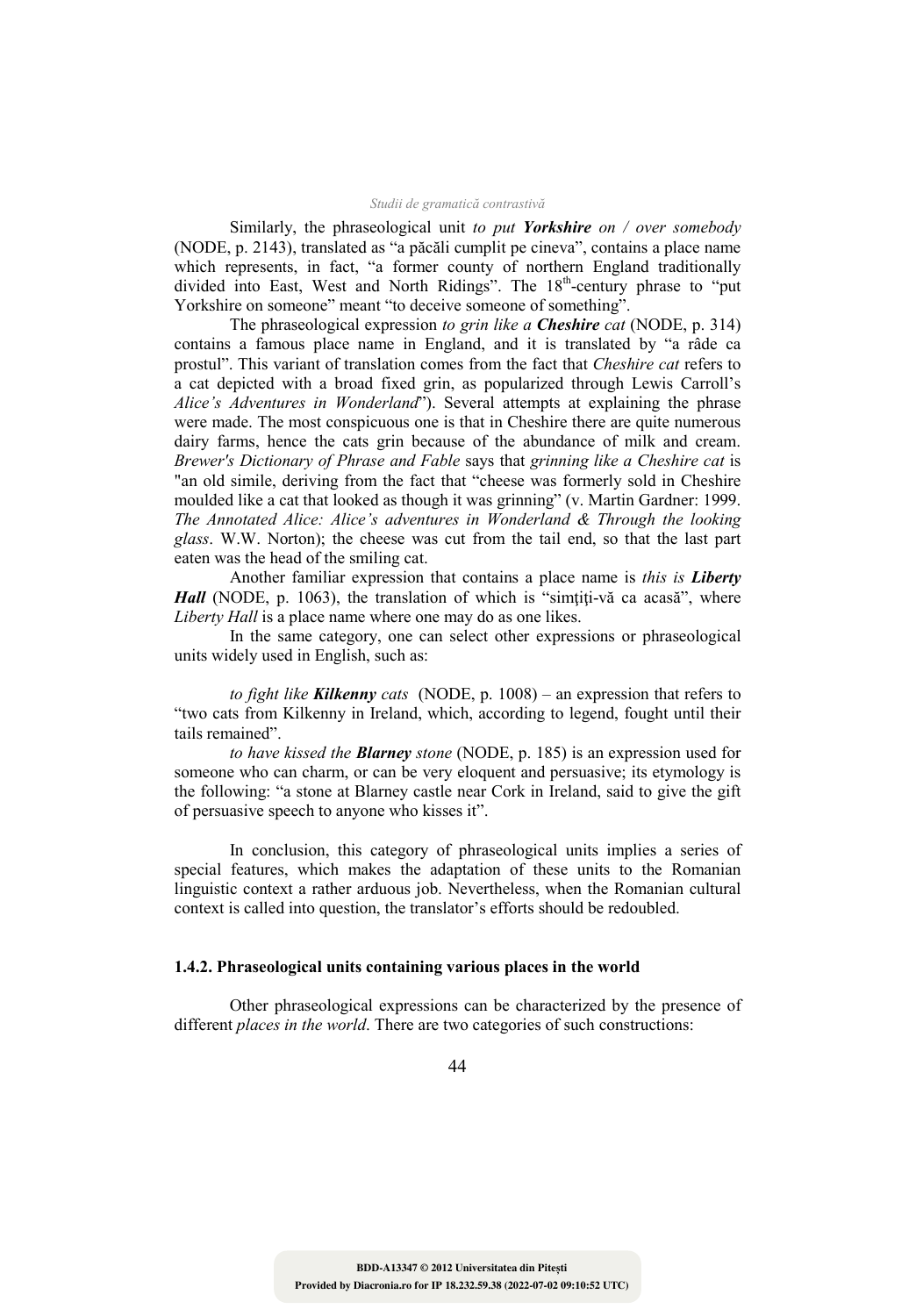Similarly, the phraseological unit *to put* ***Yorkshire*** *on / over somebody* (NODE, p. 2143), translated as "a păcăli cumplit pe cineva", contains a place name which represents, in fact, "a former county of northern England traditionally divided into East, West and North Ridings". The 18th-century phrase to "put Yorkshire on someone" meant "to deceive someone of something".

The phraseological expression *to grin like a* ***Cheshire*** *cat* (NODE, p. 314) contains a famous place name in England, and it is translated by "a râde ca prostul". This variant of translation comes from the fact that *Cheshire cat* refers to a cat depicted with a broad fixed grin, as popularized through Lewis Carroll's *Alice's Adventures in Wonderland*"). Several attempts at explaining the phrase were made. The most conspicuous one is that in Cheshire there are quite numerous dairy farms, hence the cats grin because of the abundance of milk and cream. *Brewer's Dictionary of Phrase and Fable* says that *grinning like a Cheshire cat* is "an old simile, deriving from the fact that "cheese was formerly sold in Cheshire moulded like a cat that looked as though it was grinning" (v. Martin Gardner: 1999. *The Annotated Alice: Alice's adventures in Wonderland & Through the looking glass*. W.W. Norton); the cheese was cut from the tail end, so that the last part eaten was the head of the smiling cat.

Another familiar expression that contains a place name is *this is* ***Liberty Hall*** (NODE, p. 1063), the translation of which is "simţiţi-vă ca acasă", where *Liberty Hall* is a place name where one may do as one likes.

In the same category, one can select other expressions or phraseological units widely used in English, such as:

*to fight like* ***Kilkenny*** *cats* (NODE, p. 1008) – an expression that refers to "two cats from Kilkenny in Ireland, which, according to legend, fought until their tails remained".

*to have kissed the* ***Blarney*** *stone* (NODE, p. 185) is an expression used for someone who can charm, or can be very eloquent and persuasive; its etymology is the following: "a stone at Blarney castle near Cork in Ireland, said to give the gift of persuasive speech to anyone who kisses it".

In conclusion, this category of phraseological units implies a series of special features, which makes the adaptation of these units to the Romanian linguistic context a rather arduous job. Nevertheless, when the Romanian cultural context is called into question, the translator's efforts should be redoubled.

### 1.4.2. Phraseological units containing various places in the world

Other phraseological expressions can be characterized by the presence of different *places in the world*. There are two categories of such constructions: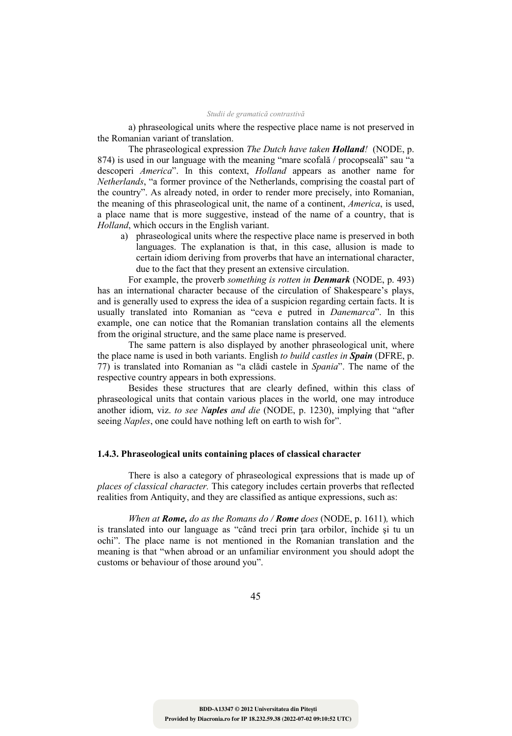a) phraseological units where the respective place name is not preserved in the Romanian variant of translation.

The phraseological expression *The Dutch have taken* ***Holland****!* (NODE, p. 874) is used in our language with the meaning "mare scofală / procopseală" sau "a descoperi *America*". In this context, *Holland* appears as another name for *Netherlands*, "a former province of the Netherlands, comprising the coastal part of the country". As already noted, in order to render more precisely, into Romanian, the meaning of this phraseological unit, the name of a continent, *America*, is used, a place name that is more suggestive, instead of the name of a country, that is *Holland*, which occurs in the English variant.

a) phraseological units where the respective place name is preserved in both languages. The explanation is that, in this case, allusion is made to certain idiom deriving from proverbs that have an international character, due to the fact that they present an extensive circulation.

For example, the proverb *something is rotten in* ***Denmark*** (NODE, p. 493) has an international character because of the circulation of Shakespeare's plays, and is generally used to express the idea of a suspicion regarding certain facts. It is usually translated into Romanian as "ceva e putred in *Danemarca*". In this example, one can notice that the Romanian translation contains all the elements from the original structure, and the same place name is preserved.

The same pattern is also displayed by another phraseological unit, where the place name is used in both variants. English *to build castles in* ***Spain*** (DFRE, p. 77) is translated into Romanian as "a clădi castele in *Spania*". The name of the respective country appears in both expressions.

Besides these structures that are clearly defined, within this class of phraseological units that contain various places in the world, one may introduce another idiom, viz. *to see N****aples*** *and die* (NODE, p. 1230), implying that "after seeing *Naples*, one could have nothing left on earth to wish for".

### 1.4.3. Phraseological units containing places of classical character

There is also a category of phraseological expressions that is made up of *places of classical character.* This category includes certain proverbs that reflected realities from Antiquity, and they are classified as antique expressions, such as:

*When at* ***Rome,*** *do as the Romans do /* ***Rome*** *does* (NODE, p. 1611)*,* which is translated into our language as "când treci prin ţara orbilor, închide şi tu un ochi". The place name is not mentioned in the Romanian translation and the meaning is that "when abroad or an unfamiliar environment you should adopt the customs or behaviour of those around you".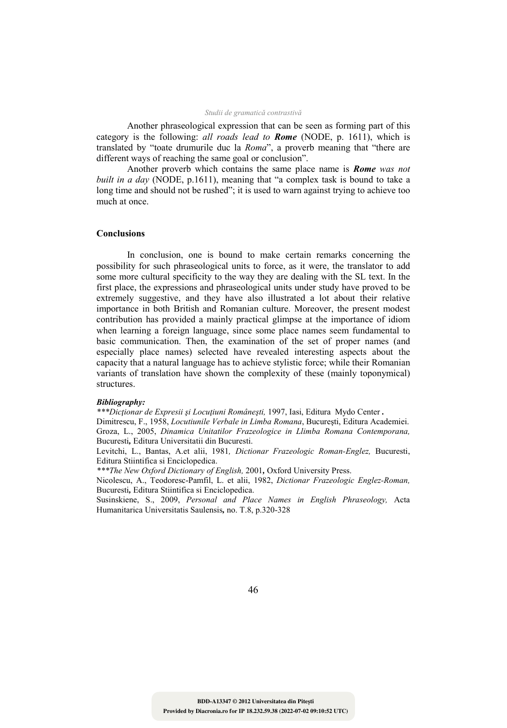Another phraseological expression that can be seen as forming part of this category is the following: *all roads lead to **Rome*** (NODE, p. 1611), which is translated by "toate drumurile duc la *Roma*", a proverb meaning that "there are different ways of reaching the same goal or conclusion".

Another proverb which contains the same place name is ***Rome** was not built in a day* (NODE, p.1611), meaning that "a complex task is bound to take a long time and should not be rushed"; it is used to warn against trying to achieve too much at once.

## Conclusions

In conclusion, one is bound to make certain remarks concerning the possibility for such phraseological units to force, as it were, the translator to add some more cultural specificity to the way they are dealing with the SL text. In the first place, the expressions and phraseological units under study have proved to be extremely suggestive, and they have also illustrated a lot about their relative importance in both British and Romanian culture. Moreover, the present modest contribution has provided a mainly practical glimpse at the importance of idiom when learning a foreign language, since some place names seem fundamental to basic communication. Then, the examination of the set of proper names (and especially place names) selected have revealed interesting aspects about the capacity that a natural language has to achieve stylistic force; while their Romanian variants of translation have shown the complexity of these (mainly toponymical) structures.

***Bibliography:***

****Dicţionar de Expresii şi Locuţiuni Româneşti,* 1997, Iasi, Editura Mydo Center **.**

Dimitrescu, F., 1958, *Locutiunile Verbale in Limba Romana*, Bucureşti, Editura Academiei.

Groza, L., 2005, *Dinamica Unitatilor Frazeologice in Llimba Romana Contemporana,* Bucuresti**,** Editura Universitatii din Bucuresti.

Levitchi, L., Bantas, A.et alii, 1981*, Dictionar Frazeologic Roman-Englez,* Bucuresti, Editura Stiintifica si Enciclopedica.

****The New Oxford Dictionary of English,* 2001**,** Oxford University Press.

Nicolescu, A., Teodoresc-Pamfil, L. et alii, 1982, *Dictionar Frazeologic Englez-Roman,* Bucuresti**,** Editura Stiintifica si Enciclopedica.

Susinskiene, S., 2009, *Personal and Place Names in English Phraseology,* Acta Humanitarica Universitatis Saulensis**,** no. T.8, p.320-328